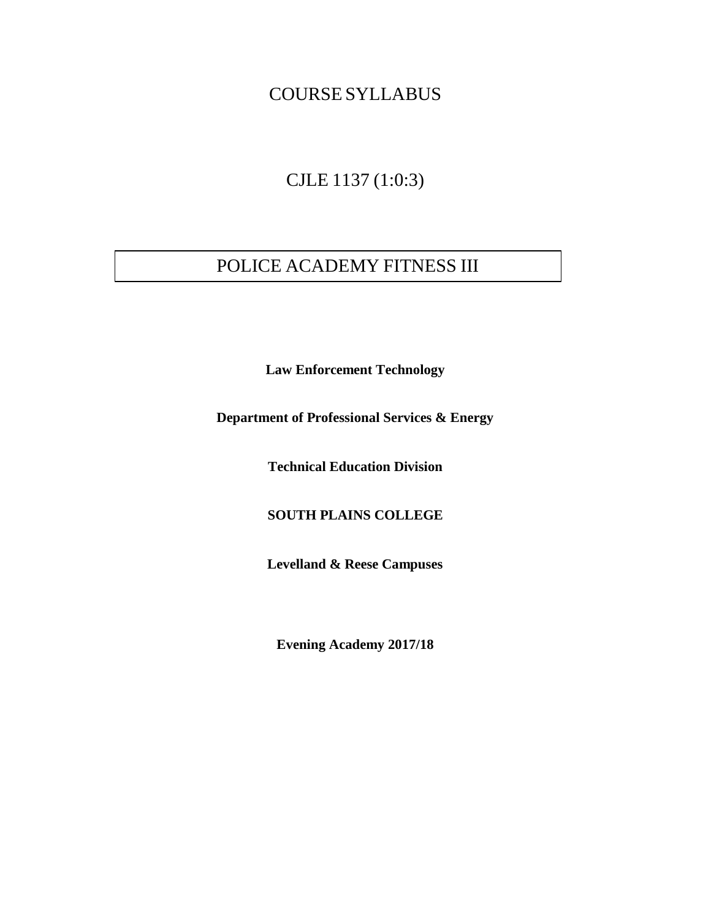# COURSE SYLLABUS

## CJLE 1137 (1:0:3)

## POLICE ACADEMY FITNESS III

**Law Enforcement Technology**

**Department of Professional Services & Energy**

**Technical Education Division**

**SOUTH PLAINS COLLEGE**

**Levelland & Reese Campuses**

**Evening Academy 2017/18**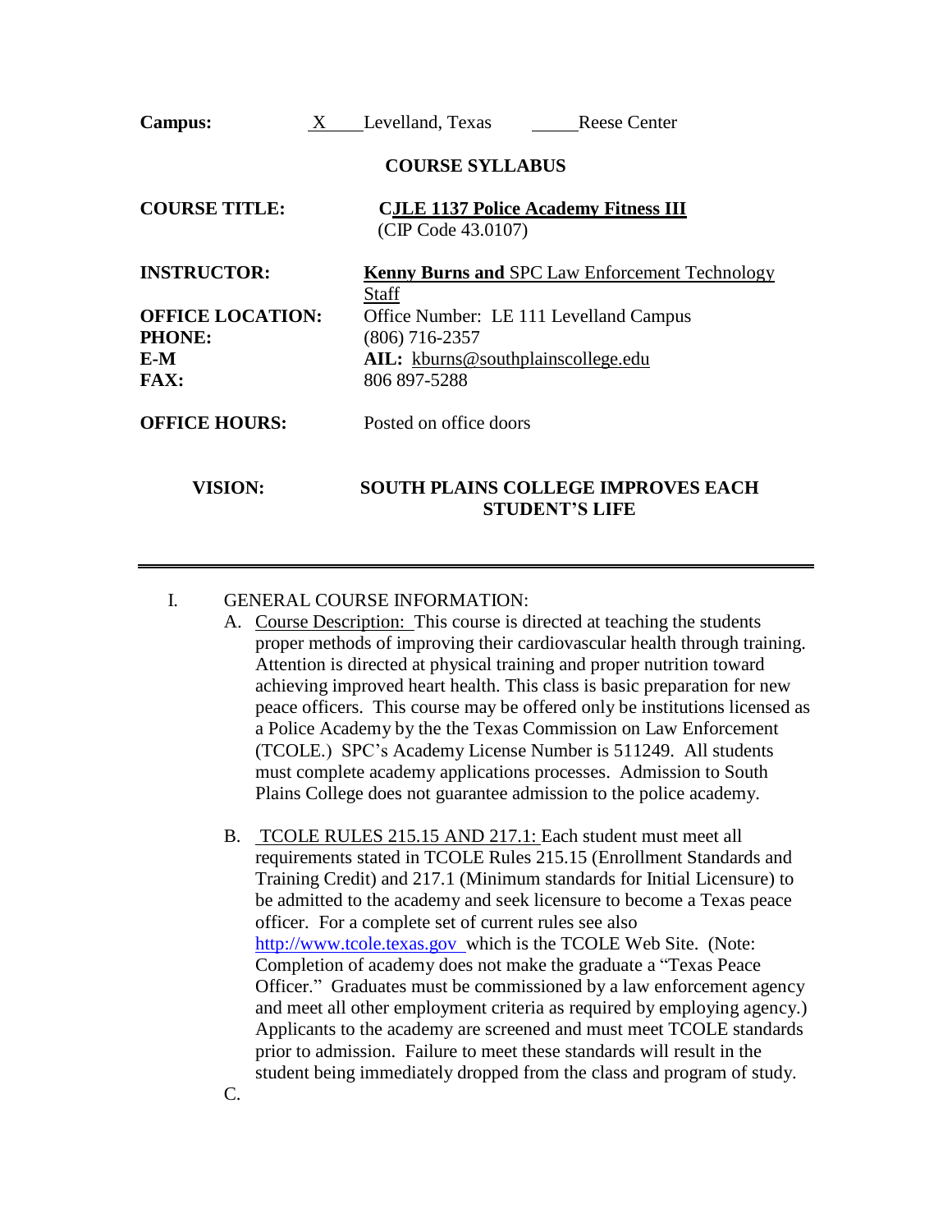**Campus:** X Levelland, Texas ____ Reese Center

**COURSE SYLLABUS**

**COURSE TITLE:** **CJLE 1137 Police Academy Fitness III**
(CIP Code 43.0107)

**INSTRUCTOR:** **Kenny Burns and** SPC Law Enforcement Technology Staff

**OFFICE LOCATION:** Office Number: LE 111 Levelland Campus

**PHONE:** (806) 716-2357

**E-M** **AIL:** kburns@southplainscollege.edu

**FAX:** 806 897-5288

**OFFICE HOURS:** Posted on office doors

**VISION:** **SOUTH PLAINS COLLEGE IMPROVES EACH STUDENT'S LIFE**

---

I. GENERAL COURSE INFORMATION:

A. Course Description: This course is directed at teaching the students proper methods of improving their cardiovascular health through training. Attention is directed at physical training and proper nutrition toward achieving improved heart health. This class is basic preparation for new peace officers. This course may be offered only be institutions licensed as a Police Academy by the the Texas Commission on Law Enforcement (TCOLE.) SPC's Academy License Number is 511249. All students must complete academy applications processes. Admission to South Plains College does not guarantee admission to the police academy.

B. TCOLE RULES 215.15 AND 217.1: Each student must meet all requirements stated in TCOLE Rules 215.15 (Enrollment Standards and Training Credit) and 217.1 (Minimum standards for Initial Licensure) to be admitted to the academy and seek licensure to become a Texas peace officer. For a complete set of current rules see also http://www.tcole.texas.gov which is the TCOLE Web Site. (Note: Completion of academy does not make the graduate a "Texas Peace Officer." Graduates must be commissioned by a law enforcement agency and meet all other employment criteria as required by employing agency.) Applicants to the academy are screened and must meet TCOLE standards prior to admission. Failure to meet these standards will result in the student being immediately dropped from the class and program of study.

C.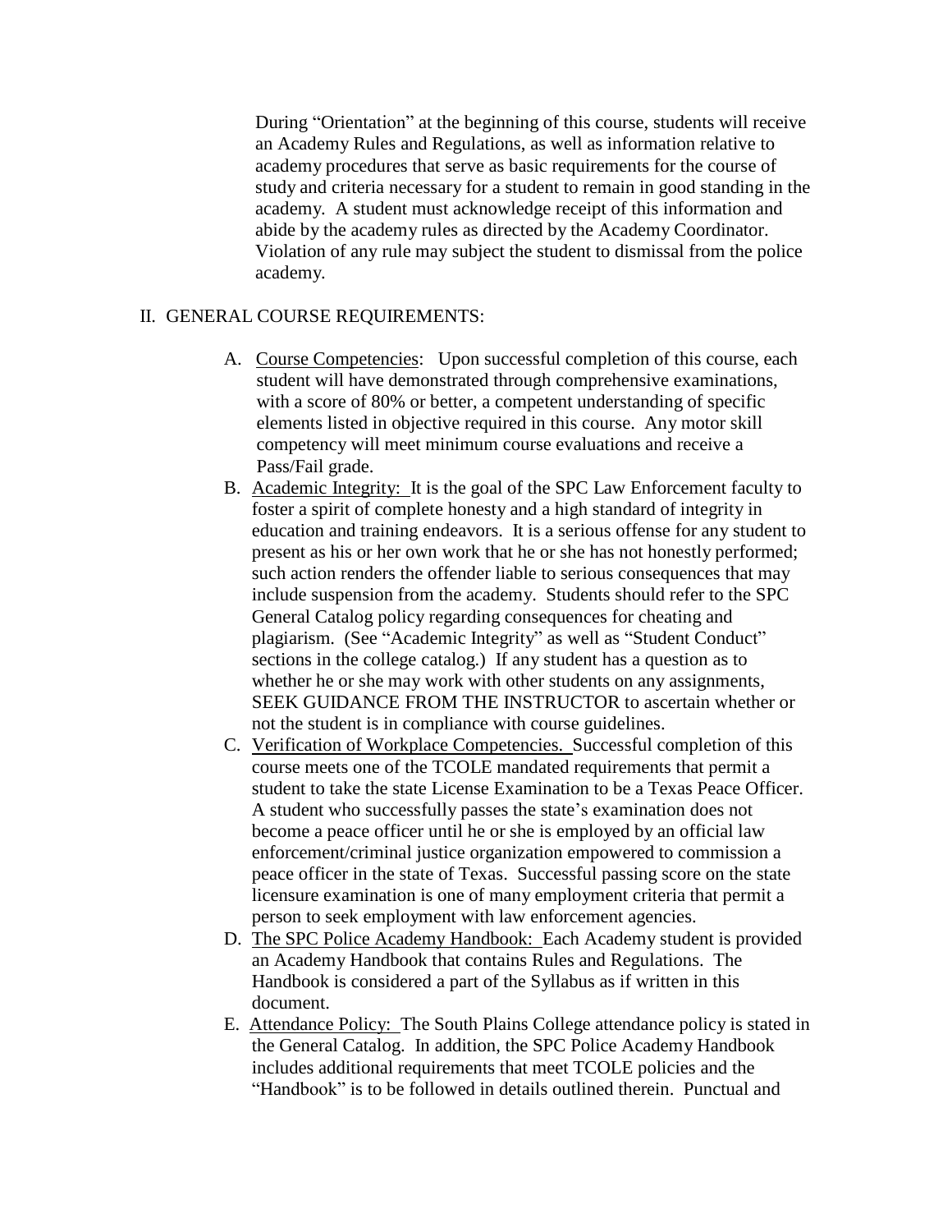During "Orientation" at the beginning of this course, students will receive an Academy Rules and Regulations, as well as information relative to academy procedures that serve as basic requirements for the course of study and criteria necessary for a student to remain in good standing in the academy. A student must acknowledge receipt of this information and abide by the academy rules as directed by the Academy Coordinator. Violation of any rule may subject the student to dismissal from the police academy.

## II. GENERAL COURSE REQUIREMENTS:

A. Course Competencies: Upon successful completion of this course, each student will have demonstrated through comprehensive examinations, with a score of 80% or better, a competent understanding of specific elements listed in objective required in this course. Any motor skill competency will meet minimum course evaluations and receive a Pass/Fail grade.

B. Academic Integrity: It is the goal of the SPC Law Enforcement faculty to foster a spirit of complete honesty and a high standard of integrity in education and training endeavors. It is a serious offense for any student to present as his or her own work that he or she has not honestly performed; such action renders the offender liable to serious consequences that may include suspension from the academy. Students should refer to the SPC General Catalog policy regarding consequences for cheating and plagiarism. (See "Academic Integrity" as well as "Student Conduct" sections in the college catalog.) If any student has a question as to whether he or she may work with other students on any assignments, SEEK GUIDANCE FROM THE INSTRUCTOR to ascertain whether or not the student is in compliance with course guidelines.

C. Verification of Workplace Competencies. Successful completion of this course meets one of the TCOLE mandated requirements that permit a student to take the state License Examination to be a Texas Peace Officer. A student who successfully passes the state's examination does not become a peace officer until he or she is employed by an official law enforcement/criminal justice organization empowered to commission a peace officer in the state of Texas. Successful passing score on the state licensure examination is one of many employment criteria that permit a person to seek employment with law enforcement agencies.

D. The SPC Police Academy Handbook: Each Academy student is provided an Academy Handbook that contains Rules and Regulations. The Handbook is considered a part of the Syllabus as if written in this document.

E. Attendance Policy: The South Plains College attendance policy is stated in the General Catalog. In addition, the SPC Police Academy Handbook includes additional requirements that meet TCOLE policies and the "Handbook" is to be followed in details outlined therein. Punctual and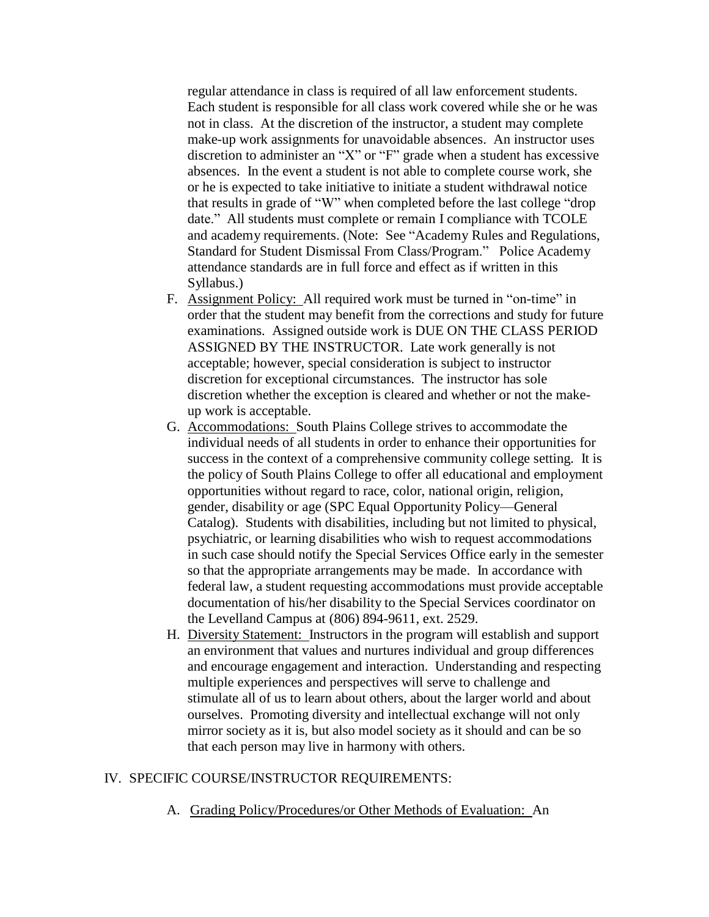regular attendance in class is required of all law enforcement students. Each student is responsible for all class work covered while she or he was not in class. At the discretion of the instructor, a student may complete make-up work assignments for unavoidable absences. An instructor uses discretion to administer an "X" or "F" grade when a student has excessive absences. In the event a student is not able to complete course work, she or he is expected to take initiative to initiate a student withdrawal notice that results in grade of "W" when completed before the last college "drop date." All students must complete or remain I compliance with TCOLE and academy requirements. (Note: See "Academy Rules and Regulations, Standard for Student Dismissal From Class/Program." Police Academy attendance standards are in full force and effect as if written in this Syllabus.)

F. <u>Assignment Policy:</u> All required work must be turned in "on-time" in order that the student may benefit from the corrections and study for future examinations. Assigned outside work is DUE ON THE CLASS PERIOD ASSIGNED BY THE INSTRUCTOR. Late work generally is not acceptable; however, special consideration is subject to instructor discretion for exceptional circumstances. The instructor has sole discretion whether the exception is cleared and whether or not the make-up work is acceptable.

G. <u>Accommodations:</u> South Plains College strives to accommodate the individual needs of all students in order to enhance their opportunities for success in the context of a comprehensive community college setting. It is the policy of South Plains College to offer all educational and employment opportunities without regard to race, color, national origin, religion, gender, disability or age (SPC Equal Opportunity Policy—General Catalog). Students with disabilities, including but not limited to physical, psychiatric, or learning disabilities who wish to request accommodations in such case should notify the Special Services Office early in the semester so that the appropriate arrangements may be made. In accordance with federal law, a student requesting accommodations must provide acceptable documentation of his/her disability to the Special Services coordinator on the Levelland Campus at (806) 894-9611, ext. 2529.

H. <u>Diversity Statement:</u> Instructors in the program will establish and support an environment that values and nurtures individual and group differences and encourage engagement and interaction. Understanding and respecting multiple experiences and perspectives will serve to challenge and stimulate all of us to learn about others, about the larger world and about ourselves. Promoting diversity and intellectual exchange will not only mirror society as it is, but also model society as it should and can be so that each person may live in harmony with others.

IV. SPECIFIC COURSE/INSTRUCTOR REQUIREMENTS:

A. <u>Grading Policy/Procedures/or Other Methods of Evaluation:</u> An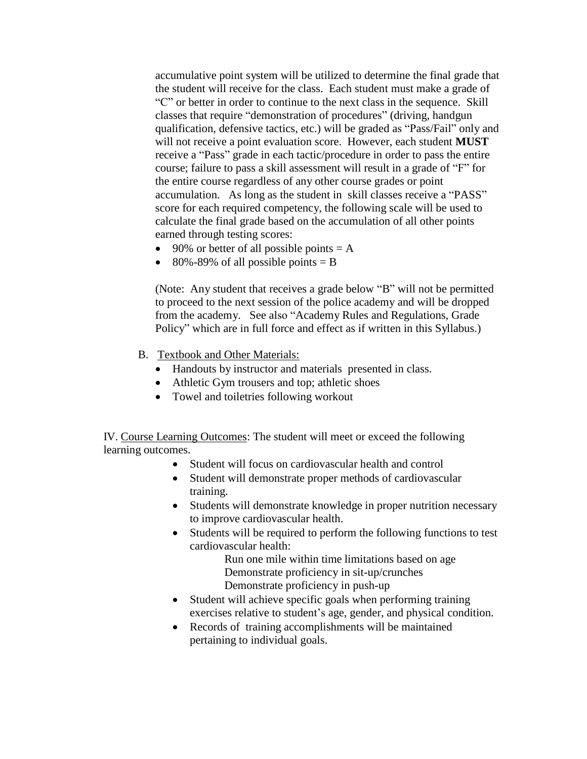accumulative point system will be utilized to determine the final grade that the student will receive for the class. Each student must make a grade of "C" or better in order to continue to the next class in the sequence. Skill classes that require "demonstration of procedures" (driving, handgun qualification, defensive tactics, etc.) will be graded as "Pass/Fail" only and will not receive a point evaluation score. However, each student **MUST** receive a "Pass" grade in each tactic/procedure in order to pass the entire course; failure to pass a skill assessment will result in a grade of "F" for the entire course regardless of any other course grades or point accumulation. As long as the student in skill classes receive a "PASS" score for each required competency, the following scale will be used to calculate the final grade based on the accumulation of all other points earned through testing scores:

- 90% or better of all possible points = A
- 80%-89% of all possible points = B

(Note: Any student that receives a grade below "B" will not be permitted to proceed to the next session of the police academy and will be dropped from the academy. See also "Academy Rules and Regulations, Grade Policy" which are in full force and effect as if written in this Syllabus.)

B. Textbook and Other Materials:

- Handouts by instructor and materials presented in class.
- Athletic Gym trousers and top; athletic shoes
- Towel and toiletries following workout

IV. Course Learning Outcomes: The student will meet or exceed the following learning outcomes.

- Student will focus on cardiovascular health and control
- Student will demonstrate proper methods of cardiovascular training.
- Students will demonstrate knowledge in proper nutrition necessary to improve cardiovascular health.
- Students will be required to perform the following functions to test cardiovascular health:
  - Run one mile within time limitations based on age
  - Demonstrate proficiency in sit-up/crunches
  - Demonstrate proficiency in push-up
- Student will achieve specific goals when performing training exercises relative to student's age, gender, and physical condition.
- Records of training accomplishments will be maintained pertaining to individual goals.